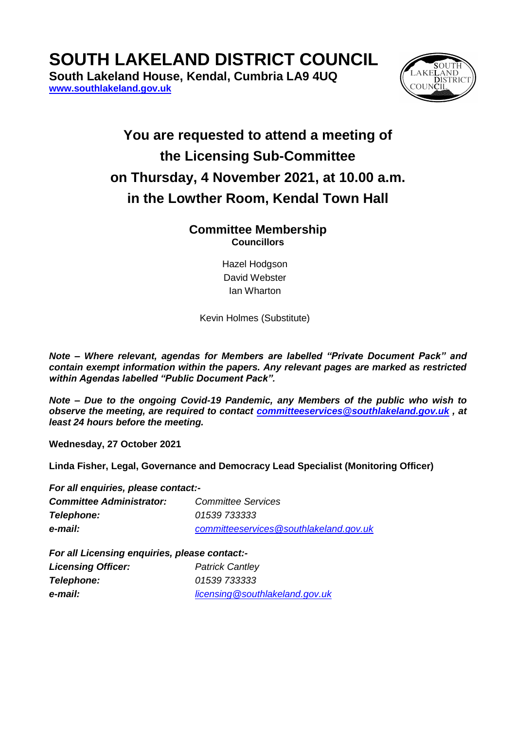# SOUTH LAKELAND DISTRICT COUNCIL

**South Lakeland House, Kendal, Cumbria LA9 4UQ**
**www.southlakeland.gov.uk**

## You are requested to attend a meeting of the Licensing Sub-Committee on Thursday, 4 November 2021, at 10.00 a.m. in the Lowther Room, Kendal Town Hall

### Committee Membership

**Councillors**

Hazel Hodgson
David Webster
Ian Wharton

Kevin Holmes (Substitute)

***Note – Where relevant, agendas for Members are labelled "Private Document Pack" and contain exempt information within the papers. Any relevant pages are marked as restricted within Agendas labelled "Public Document Pack".***

***Note – Due to the ongoing Covid-19 Pandemic, any Members of the public who wish to observe the meeting, are required to contact committeeservices@southlakeland.gov.uk , at least 24 hours before the meeting.***

**Wednesday, 27 October 2021**

**Linda Fisher, Legal, Governance and Democracy Lead Specialist (Monitoring Officer)**

***For all enquiries, please contact:-***

| | |
|---|---|
| ***Committee Administrator:*** | *Committee Services* |
| ***Telephone:*** | *01539 733333* |
| ***e-mail:*** | *committeeservices@southlakeland.gov.uk* |

***For all Licensing enquiries, please contact:-***

| | |
|---|---|
| ***Licensing Officer:*** | *Patrick Cantley* |
| ***Telephone:*** | *01539 733333* |
| ***e-mail:*** | *licensing@southlakeland.gov.uk* |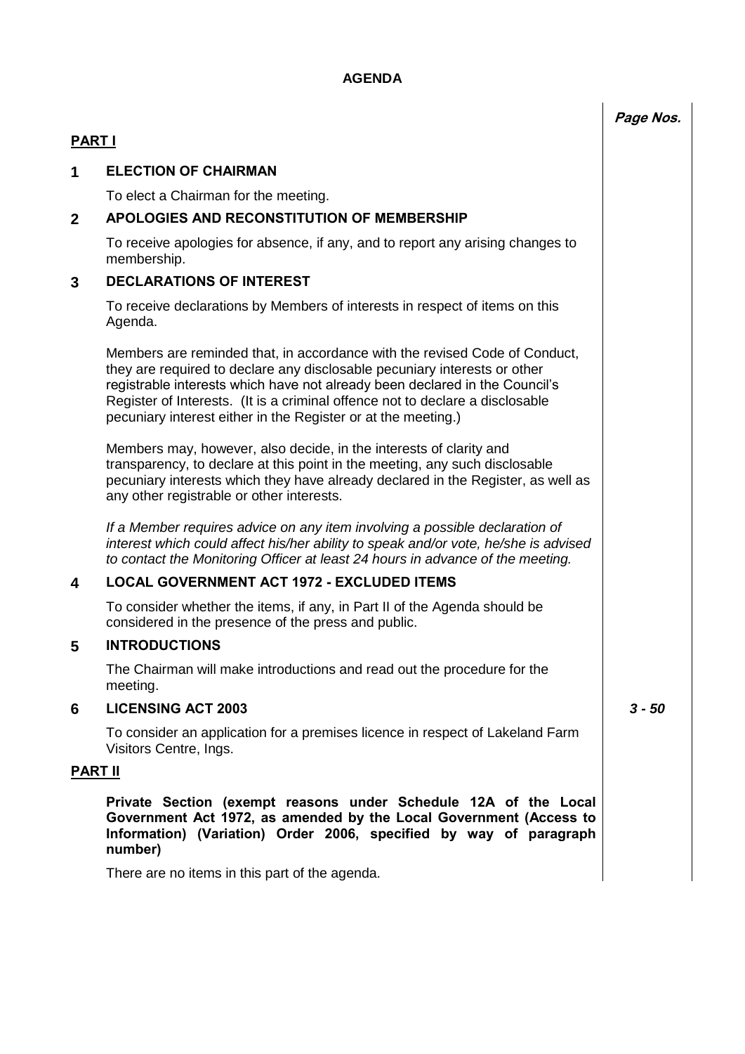# AGENDA

| | | Page Nos. |
|---|---|---|

**PART I**

**1 ELECTION OF CHAIRMAN**

To elect a Chairman for the meeting.

**2 APOLOGIES AND RECONSTITUTION OF MEMBERSHIP**

To receive apologies for absence, if any, and to report any arising changes to membership.

**3 DECLARATIONS OF INTEREST**

To receive declarations by Members of interests in respect of items on this Agenda.

Members are reminded that, in accordance with the revised Code of Conduct, they are required to declare any disclosable pecuniary interests or other registrable interests which have not already been declared in the Council's Register of Interests. (It is a criminal offence not to declare a disclosable pecuniary interest either in the Register or at the meeting.)

Members may, however, also decide, in the interests of clarity and transparency, to declare at this point in the meeting, any such disclosable pecuniary interests which they have already declared in the Register, as well as any other registrable or other interests.

*If a Member requires advice on any item involving a possible declaration of interest which could affect his/her ability to speak and/or vote, he/she is advised to contact the Monitoring Officer at least 24 hours in advance of the meeting.*

**4 LOCAL GOVERNMENT ACT 1972 - EXCLUDED ITEMS**

To consider whether the items, if any, in Part II of the Agenda should be considered in the presence of the press and public.

**5 INTRODUCTIONS**

The Chairman will make introductions and read out the procedure for the meeting.

**6 LICENSING ACT 2003** — ***3 - 50***

To consider an application for a premises licence in respect of Lakeland Farm Visitors Centre, Ings.

**PART II**

**Private Section (exempt reasons under Schedule 12A of the Local Government Act 1972, as amended by the Local Government (Access to Information) (Variation) Order 2006, specified by way of paragraph number)**

There are no items in this part of the agenda.